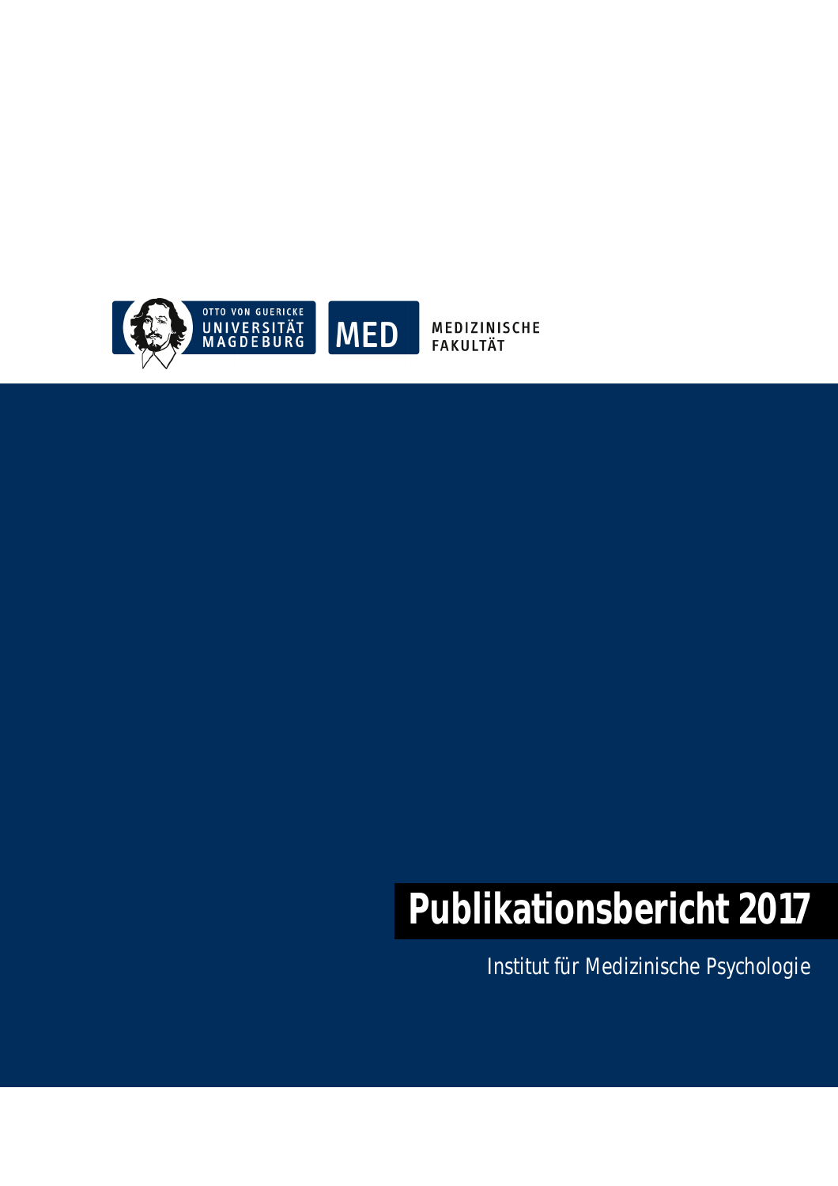OTTO VON GUERICKE
UNIVERSITÄT
MAGDEBURG

MED

MEDIZINISCHE
FAKULTÄT

# Publikationsbericht 2017

Institut für Medizinische Psychologie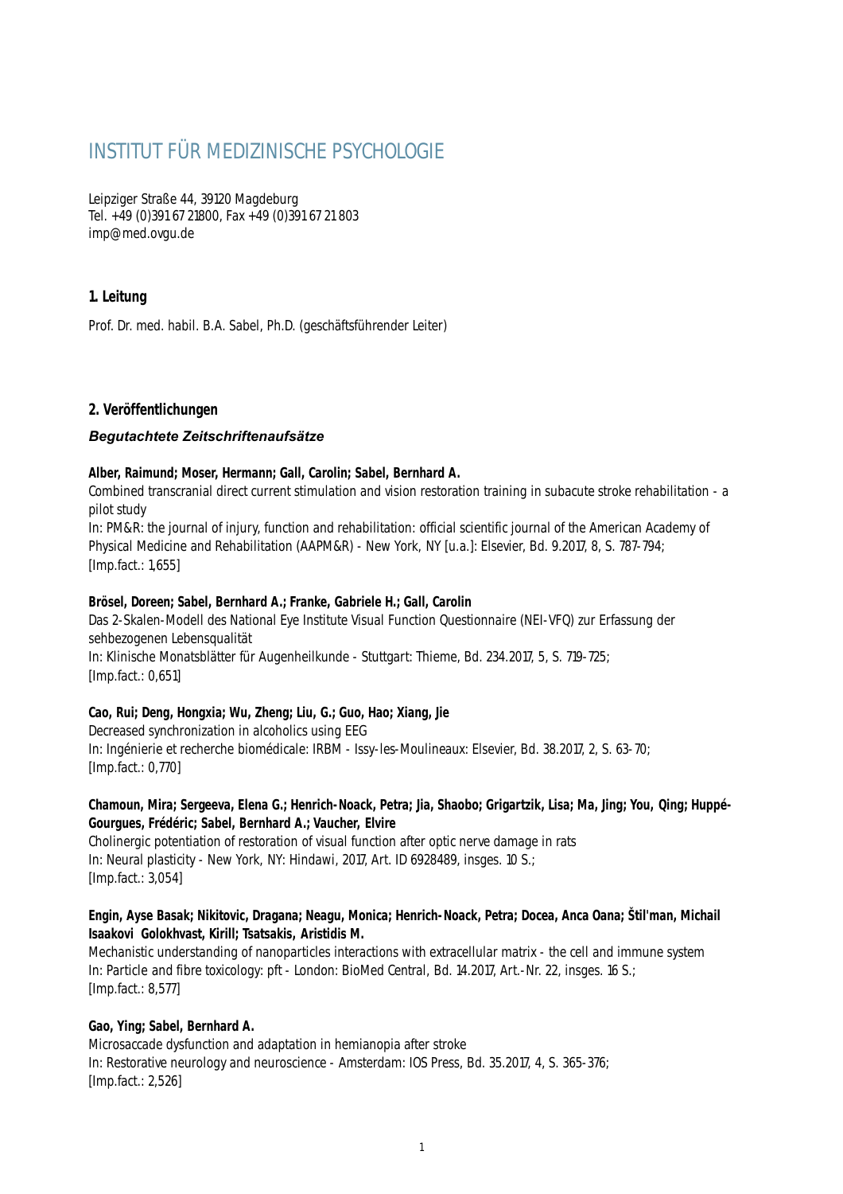# INSTITUT FÜR MEDIZINISCHE PSYCHOLOGIE

Leipziger Straße 44, 39120 Magdeburg
Tel. +49 (0)391 67 21800, Fax +49 (0)391 67 21 803
imp@med.ovgu.de

## 1. Leitung

Prof. Dr. med. habil. B.A. Sabel, Ph.D. (geschäftsführender Leiter)

## 2. Veröffentlichungen

### *Begutachtete Zeitschriftenaufsätze*

**Alber, Raimund; Moser, Hermann; Gall, Carolin; Sabel, Bernhard A.**
Combined transcranial direct current stimulation and vision restoration training in subacute stroke rehabilitation - a pilot study
In: PM&R: the journal of injury, function and rehabilitation: official scientific journal of the American Academy of Physical Medicine and Rehabilitation (AAPM&R) - New York, NY [u.a.]: Elsevier, Bd. 9.2017, 8, S. 787-794;
[Imp.fact.: 1,655]

**Brösel, Doreen; Sabel, Bernhard A.; Franke, Gabriele H.; Gall, Carolin**
Das 2-Skalen-Modell des National Eye Institute Visual Function Questionnaire (NEI-VFQ) zur Erfassung der sehbezogenen Lebensqualität
In: Klinische Monatsblätter für Augenheilkunde - Stuttgart: Thieme, Bd. 234.2017, 5, S. 719-725;
[Imp.fact.: 0,651]

**Cao, Rui; Deng, Hongxia; Wu, Zheng; Liu, G.; Guo, Hao; Xiang, Jie**
Decreased synchronization in alcoholics using EEG
In: Ingénierie et recherche biomédicale: IRBM - Issy-les-Moulineaux: Elsevier, Bd. 38.2017, 2, S. 63-70;
[Imp.fact.: 0,770]

**Chamoun, Mira; Sergeeva, Elena G.; Henrich-Noack, Petra; Jia, Shaobo; Grigartzik, Lisa; Ma, Jing; You, Qing; Huppé-Gourgues, Frédéric; Sabel, Bernhard A.; Vaucher, Elvire**
Cholinergic potentiation of restoration of visual function after optic nerve damage in rats
In: Neural plasticity - New York, NY: Hindawi, 2017, Art. ID 6928489, insges. 10 S.;
[Imp.fact.: 3,054]

**Engin, Ayse Basak; Nikitovic, Dragana; Neagu, Monica; Henrich-Noack, Petra; Docea, Anca Oana; Štil'man, Michail Isaakovi Golokhvast, Kirill; Tsatsakis, Aristidis M.**
Mechanistic understanding of nanoparticles interactions with extracellular matrix - the cell and immune system
In: Particle and fibre toxicology: pft - London: BioMed Central, Bd. 14.2017, Art.-Nr. 22, insges. 16 S.;
[Imp.fact.: 8,577]

**Gao, Ying; Sabel, Bernhard A.**
Microsaccade dysfunction and adaptation in hemianopia after stroke
In: Restorative neurology and neuroscience - Amsterdam: IOS Press, Bd. 35.2017, 4, S. 365-376;
[Imp.fact.: 2,526]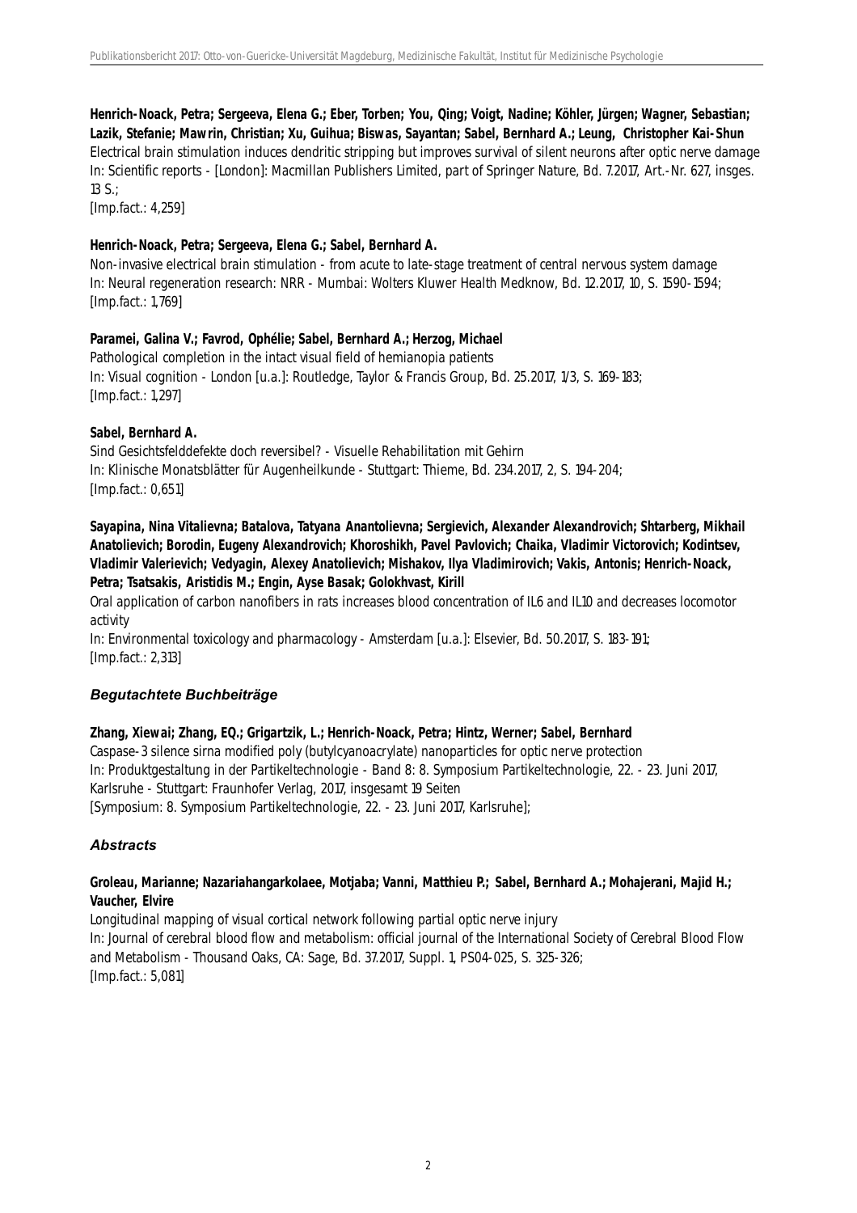**Henrich-Noack, Petra; Sergeeva, Elena G.; Eber, Torben; You, Qing; Voigt, Nadine; Köhler, Jürgen; Wagner, Sebastian; Lazik, Stefanie; Mawrin, Christian; Xu, Guihua; Biswas, Sayantan; Sabel, Bernhard A.; Leung, Christopher Kai-Shun**
Electrical brain stimulation induces dendritic stripping but improves survival of silent neurons after optic nerve damage
In: Scientific reports - [London]: Macmillan Publishers Limited, part of Springer Nature, Bd. 7.2017, Art.-Nr. 627, insges. 13 S.;
[Imp.fact.: 4,259]

**Henrich-Noack, Petra; Sergeeva, Elena G.; Sabel, Bernhard A.**
Non-invasive electrical brain stimulation - from acute to late-stage treatment of central nervous system damage
In: Neural regeneration research: NRR - Mumbai: Wolters Kluwer Health Medknow, Bd. 12.2017, 10, S. 1590-1594;
[Imp.fact.: 1,769]

**Paramei, Galina V.; Favrod, Ophélie; Sabel, Bernhard A.; Herzog, Michael**
Pathological completion in the intact visual field of hemianopia patients
In: Visual cognition - London [u.a.]: Routledge, Taylor & Francis Group, Bd. 25.2017, 1/3, S. 169-183;
[Imp.fact.: 1,297]

**Sabel, Bernhard A.**
Sind Gesichtsfelddefekte doch reversibel? - Visuelle Rehabilitation mit Gehirn
In: Klinische Monatsblätter für Augenheilkunde - Stuttgart: Thieme, Bd. 234.2017, 2, S. 194-204;
[Imp.fact.: 0,651]

**Sayapina, Nina Vitalievna; Batalova, Tatyana Anantolievna; Sergievich, Alexander Alexandrovich; Shtarberg, Mikhail Anatolievich; Borodin, Eugeny Alexandrovich; Khoroshikh, Pavel Pavlovich; Chaika, Vladimir Victorovich; Kodintsev, Vladimir Valerievich; Vedyagin, Alexey Anatolievich; Mishakov, Ilya Vladimirovich; Vakis, Antonis; Henrich-Noack, Petra; Tsatsakis, Aristidis M.; Engin, Ayse Basak; Golokhvast, Kirill**
Oral application of carbon nanofibers in rats increases blood concentration of IL6 and IL10 and decreases locomotor activity
In: Environmental toxicology and pharmacology - Amsterdam [u.a.]: Elsevier, Bd. 50.2017, S. 183-191;
[Imp.fact.: 2,313]

### *Begutachtete Buchbeiträge*

**Zhang, Xiewai; Zhang, EQ.; Grigartzik, L.; Henrich-Noack, Petra; Hintz, Werner; Sabel, Bernhard**
Caspase-3 silence sirna modified poly (butylcyanoacrylate) nanoparticles for optic nerve protection
In: Produktgestaltung in der Partikeltechnologie - Band 8: 8. Symposium Partikeltechnologie, 22. - 23. Juni 2017, Karlsruhe - Stuttgart: Fraunhofer Verlag, 2017, insgesamt 19 Seiten
[Symposium: 8. Symposium Partikeltechnologie, 22. - 23. Juni 2017, Karlsruhe];

### *Abstracts*

**Groleau, Marianne; Nazariahangarkolaee, Motjaba; Vanni, Matthieu P.; Sabel, Bernhard A.; Mohajerani, Majid H.; Vaucher, Elvire**
Longitudinal mapping of visual cortical network following partial optic nerve injury
In: Journal of cerebral blood flow and metabolism: official journal of the International Society of Cerebral Blood Flow and Metabolism - Thousand Oaks, CA: Sage, Bd. 37.2017, Suppl. 1, PS04-025, S. 325-326;
[Imp.fact.: 5,081]